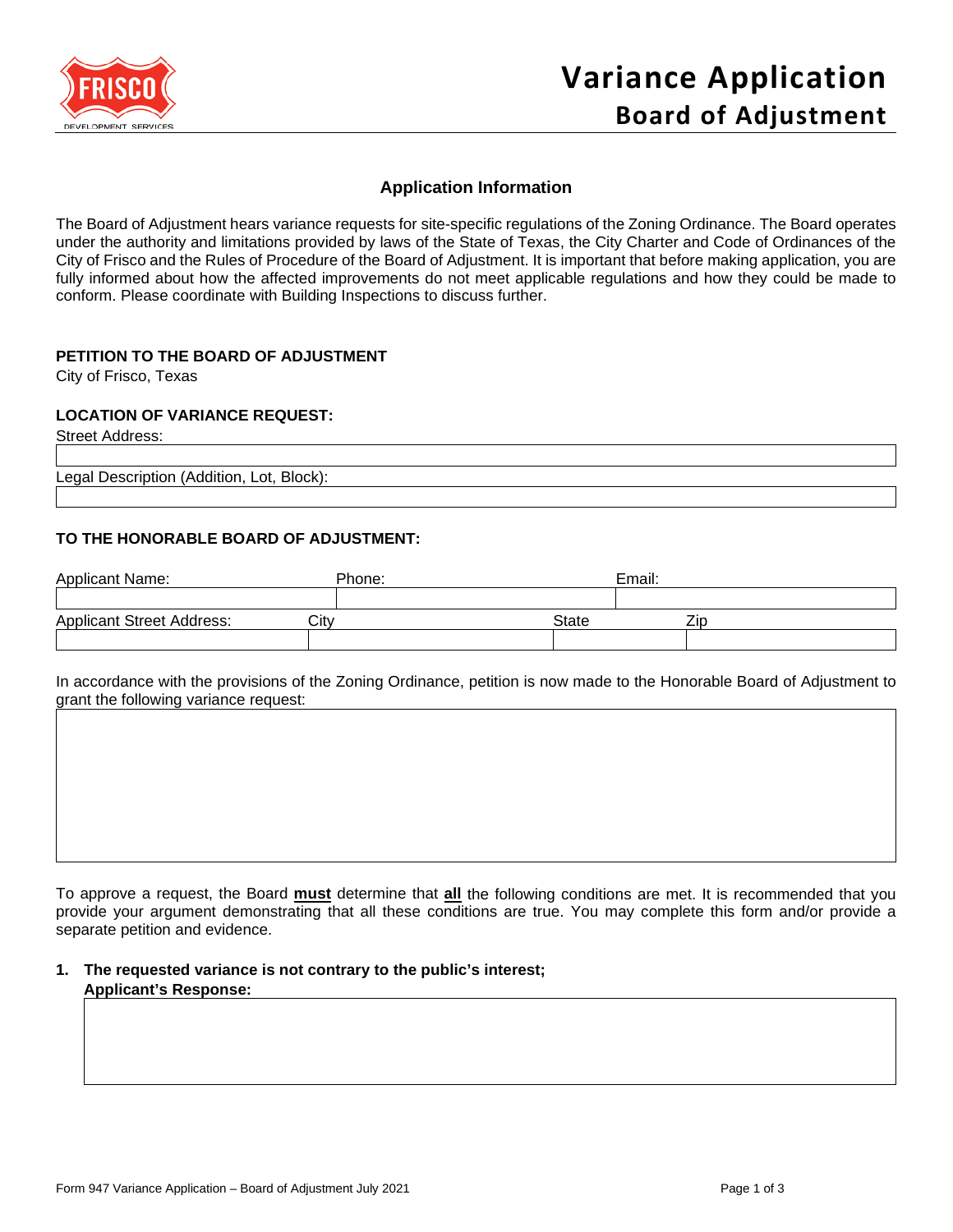# Variance Application

## Board of Adjustment

### Application Information

The Board of Adjustment hears variance requests for site-specific regulations of the Zoning Ordinance. The Board operates under the authority and limitations provided by laws of the State of Texas, the City Charter and Code of Ordinances of the City of Frisco and the Rules of Procedure of the Board of Adjustment. It is important that before making application, you are fully informed about how the affected improvements do not meet applicable regulations and how they could be made to conform. Please coordinate with Building Inspections to discuss further.

**PETITION TO THE BOARD OF ADJUSTMENT**
City of Frisco, Texas

**LOCATION OF VARIANCE REQUEST:**

Street Address:

Legal Description (Addition, Lot, Block):

**TO THE HONORABLE BOARD OF ADJUSTMENT:**

| Applicant Name: | Phone: | Email: |
|---|---|---|
| | | |

| Applicant Street Address: | City | State | Zip |
|---|---|---|---|
| | | | |

In accordance with the provisions of the Zoning Ordinance, petition is now made to the Honorable Board of Adjustment to grant the following variance request:

To approve a request, the Board **must** determine that **all** the following conditions are met. It is recommended that you provide your argument demonstrating that all these conditions are true. You may complete this form and/or provide a separate petition and evidence.

1. **The requested variance is not contrary to the public's interest;**
   **Applicant's Response:**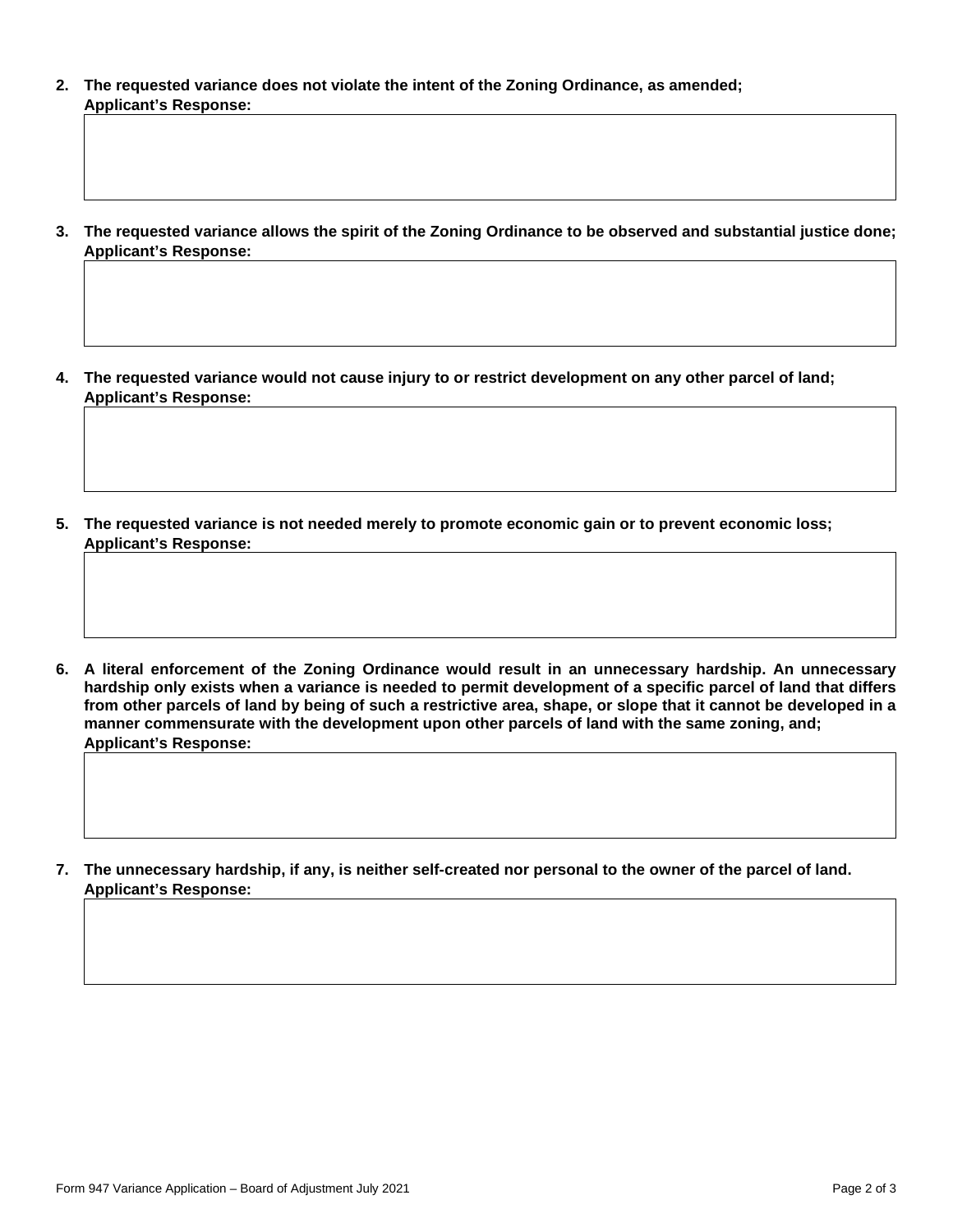2. **The requested variance does not violate the intent of the Zoning Ordinance, as amended;**
   **Applicant's Response:**

3. **The requested variance allows the spirit of the Zoning Ordinance to be observed and substantial justice done;**
   **Applicant's Response:**

4. **The requested variance would not cause injury to or restrict development on any other parcel of land;**
   **Applicant's Response:**

5. **The requested variance is not needed merely to promote economic gain or to prevent economic loss;**
   **Applicant's Response:**

6. **A literal enforcement of the Zoning Ordinance would result in an unnecessary hardship. An unnecessary hardship only exists when a variance is needed to permit development of a specific parcel of land that differs from other parcels of land by being of such a restrictive area, shape, or slope that it cannot be developed in a manner commensurate with the development upon other parcels of land with the same zoning, and;**
   **Applicant's Response:**

7. **The unnecessary hardship, if any, is neither self-created nor personal to the owner of the parcel of land.**
   **Applicant's Response:**

Form 947 Variance Application – Board of Adjustment July 2021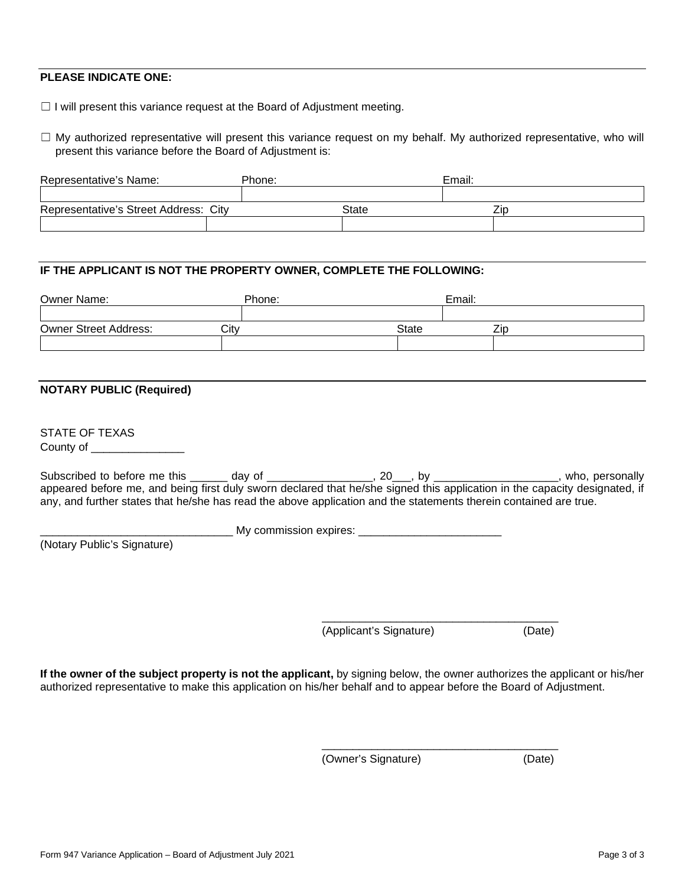**PLEASE INDICATE ONE:**

☐ I will present this variance request at the Board of Adjustment meeting.

☐ My authorized representative will present this variance request on my behalf. My authorized representative, who will present this variance before the Board of Adjustment is:

| Representative's Name: | Phone: | Email: |
|---|---|---|
| | | |

| Representative's Street Address: | City | State | Zip |
|---|---|---|---|
| | | | |

**IF THE APPLICANT IS NOT THE PROPERTY OWNER, COMPLETE THE FOLLOWING:**

| Owner Name: | Phone: | Email: |
|---|---|---|
| | | |

| Owner Street Address: | City | State | Zip |
|---|---|---|---|
| | | | |

**NOTARY PUBLIC (Required)**

STATE OF TEXAS
County of _______________

Subscribed to before me this ______ day of _________________, 20___, by ____________________, who, personally appeared before me, and being first duly sworn declared that he/she signed this application in the capacity designated, if any, and further states that he/she has read the above application and the statements therein contained are true.

_______________________________ My commission expires: _______________________
(Notary Public's Signature)

_______________________________________
(Applicant's Signature) (Date)

**If the owner of the subject property is not the applicant,** by signing below, the owner authorizes the applicant or his/her authorized representative to make this application on his/her behalf and to appear before the Board of Adjustment.

_______________________________________
(Owner's Signature) (Date)

Form 947 Variance Application – Board of Adjustment July 2021